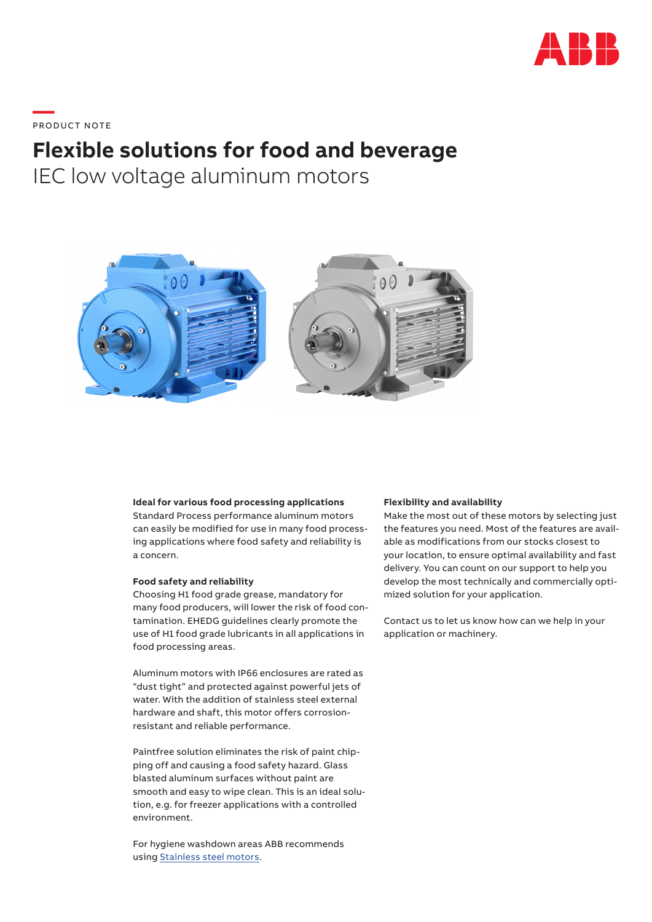PRODUCT NOTE

# Flexible solutions for food and beverage

## IEC low voltage aluminum motors

**Ideal for various food processing applications**
Standard Process performance aluminum motors can easily be modified for use in many food processing applications where food safety and reliability is a concern.

**Food safety and reliability**
Choosing H1 food grade grease, mandatory for many food producers, will lower the risk of food contamination. EHEDG guidelines clearly promote the use of H1 food grade lubricants in all applications in food processing areas.

Aluminum motors with IP66 enclosures are rated as "dust tight" and protected against powerful jets of water. With the addition of stainless steel external hardware and shaft, this motor offers corrosion-resistant and reliable performance.

Paintfree solution eliminates the risk of paint chipping off and causing a food safety hazard. Glass blasted aluminum surfaces without paint are smooth and easy to wipe clean. This is an ideal solution, e.g. for freezer applications with a controlled environment.

For hygiene washdown areas ABB recommends using Stainless steel motors.

**Flexibility and availability**
Make the most out of these motors by selecting just the features you need. Most of the features are available as modifications from our stocks closest to your location, to ensure optimal availability and fast delivery. You can count on our support to help you develop the most technically and commercially optimized solution for your application.

Contact us to let us know how can we help in your application or machinery.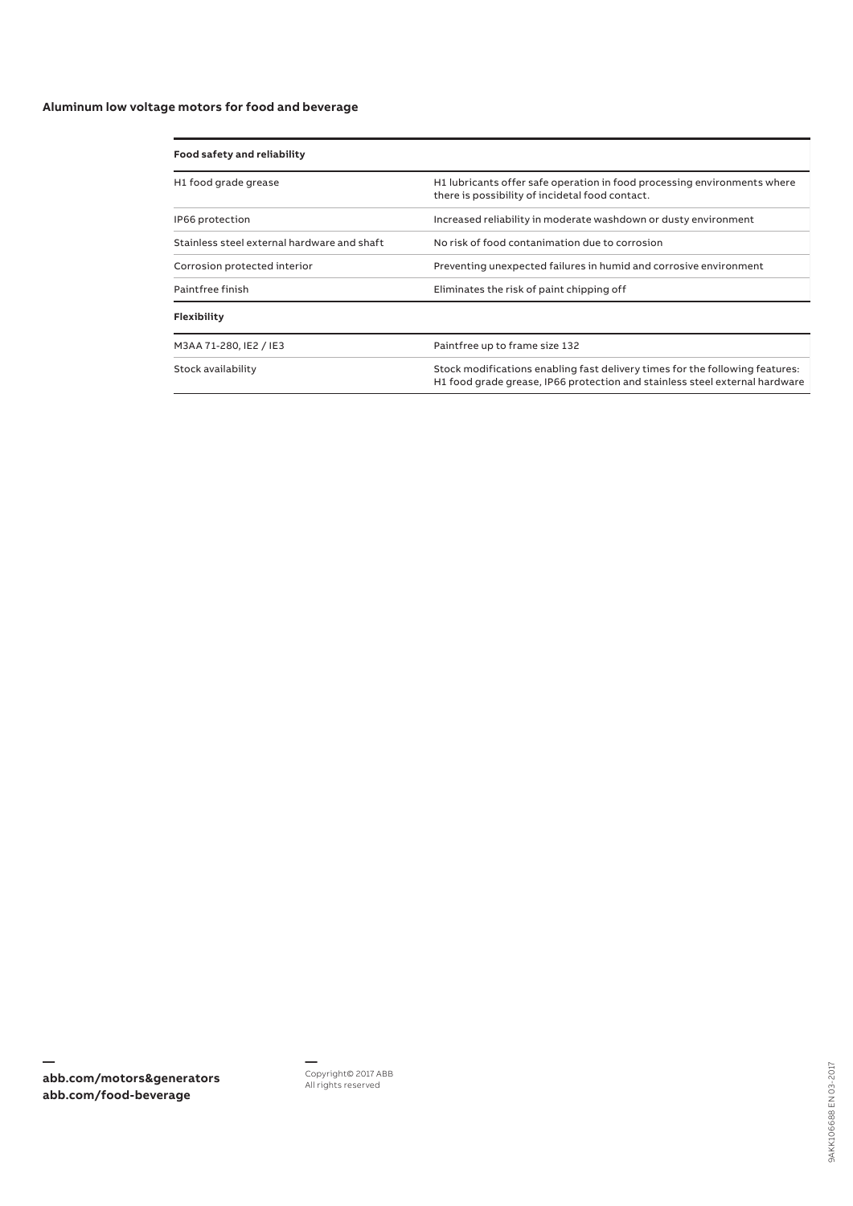## Aluminum low voltage motors for food and beverage

| | |
|---|---|
| **Food safety and reliability** | |
| H1 food grade grease | H1 lubricants offer safe operation in food processing environments where there is possibility of incidetal food contact. |
| IP66 protection | Increased reliability in moderate washdown or dusty environment |
| Stainless steel external hardware and shaft | No risk of food contanimation due to corrosion |
| Corrosion protected interior | Preventing unexpected failures in humid and corrosive environment |
| Paintfree finish | Eliminates the risk of paint chipping off |
| **Flexibility** | |
| M3AA 71-280, IE2 / IE3 | Paintfree up to frame size 132 |
| Stock availability | Stock modifications enabling fast delivery times for the following features: H1 food grade grease, IP66 protection and stainless steel external hardware |

**abb.com/motors&generators**
**abb.com/food-beverage**

Copyright© 2017 ABB
All rights reserved

9AKK106688 EN 03-2017